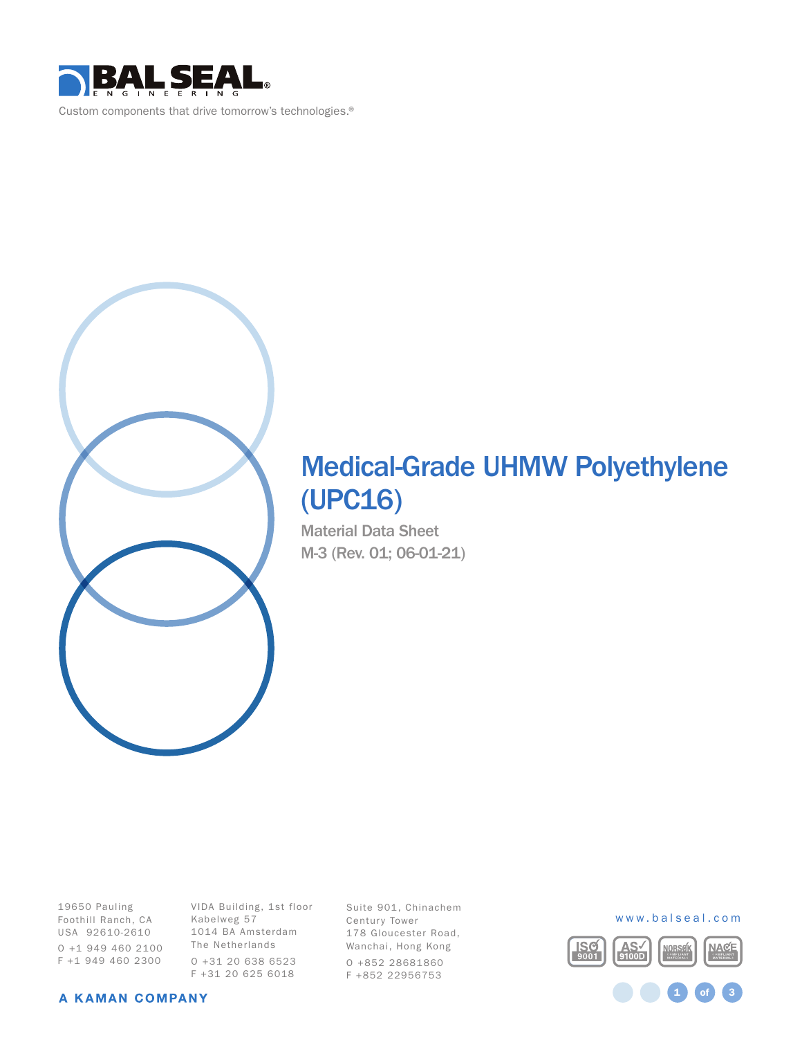BAL SEAL ENGINEERING®

Custom components that drive tomorrow's technologies.®

# Medical-Grade UHMW Polyethylene (UPC16)

Material Data Sheet

M-3 (Rev. 01; 06-01-21)

19650 Pauling
Foothill Ranch, CA
USA 92610-2610
O +1 949 460 2100
F +1 949 460 2300

VIDA Building, 1st floor
Kabelweg 57
1014 BA Amsterdam
The Netherlands
O +31 20 638 6523
F +31 20 625 6018

Suite 901, Chinachem
Century Tower
178 Gloucester Road,
Wanchai, Hong Kong
O +852 28681860
F +852 22956753

www.balseal.com

A KAMAN COMPANY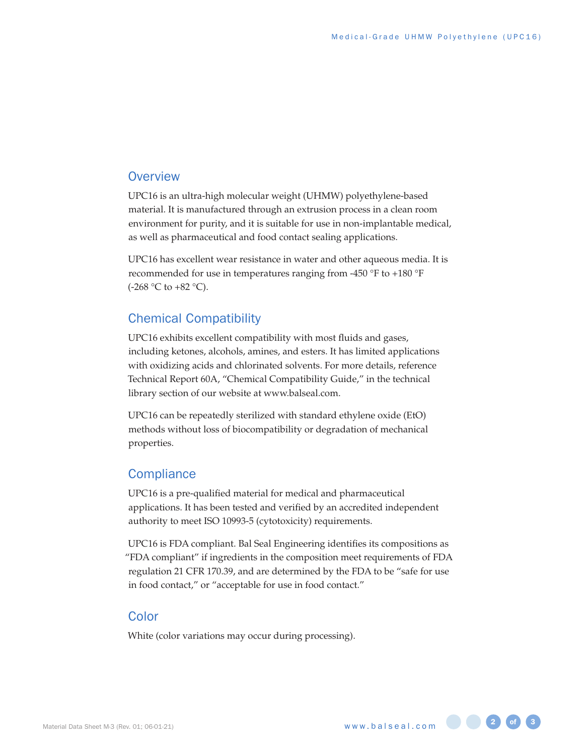## Overview

UPC16 is an ultra-high molecular weight (UHMW) polyethylene-based material. It is manufactured through an extrusion process in a clean room environment for purity, and it is suitable for use in non-implantable medical, as well as pharmaceutical and food contact sealing applications.

UPC16 has excellent wear resistance in water and other aqueous media. It is recommended for use in temperatures ranging from -450 °F to +180 °F (-268 °C to +82 °C).

## Chemical Compatibility

UPC16 exhibits excellent compatibility with most fluids and gases, including ketones, alcohols, amines, and esters. It has limited applications with oxidizing acids and chlorinated solvents. For more details, reference Technical Report 60A, "Chemical Compatibility Guide," in the technical library section of our website at www.balseal.com.

UPC16 can be repeatedly sterilized with standard ethylene oxide (EtO) methods without loss of biocompatibility or degradation of mechanical properties.

## Compliance

UPC16 is a pre-qualified material for medical and pharmaceutical applications. It has been tested and verified by an accredited independent authority to meet ISO 10993-5 (cytotoxicity) requirements.

UPC16 is FDA compliant. Bal Seal Engineering identifies its compositions as "FDA compliant" if ingredients in the composition meet requirements of FDA regulation 21 CFR 170.39, and are determined by the FDA to be "safe for use in food contact," or "acceptable for use in food contact."

## Color

White (color variations may occur during processing).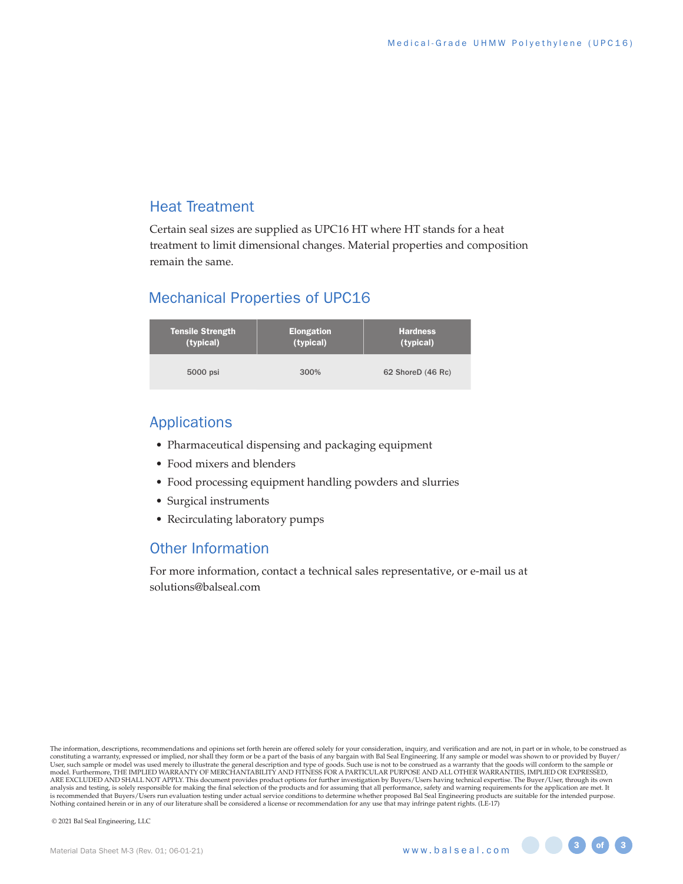## Heat Treatment

Certain seal sizes are supplied as UPC16 HT where HT stands for a heat treatment to limit dimensional changes. Material properties and composition remain the same.

## Mechanical Properties of UPC16

| Tensile Strength (typical) | Elongation (typical) | Hardness (typical) |
|---|---|---|
| 5000 psi | 300% | 62 ShoreD (46 Rc) |

## Applications

- Pharmaceutical dispensing and packaging equipment
- Food mixers and blenders
- Food processing equipment handling powders and slurries
- Surgical instruments
- Recirculating laboratory pumps

## Other Information

For more information, contact a technical sales representative, or e-mail us at solutions@balseal.com

The information, descriptions, recommendations and opinions set forth herein are offered solely for your consideration, inquiry, and verification and are not, in part or in whole, to be construed as constituting a warranty, expressed or implied, nor shall they form or be a part of the basis of any bargain with Bal Seal Engineering. If any sample or model was shown to or provided by Buyer/User, such sample or model was used merely to illustrate the general description and type of goods. Such use is not to be construed as a warranty that the goods will conform to the sample or model. Furthermore, THE IMPLIED WARRANTY OF MERCHANTABILITY AND FITNESS FOR A PARTICULAR PURPOSE AND ALL OTHER WARRANTIES, IMPLIED OR EXPRESSED, ARE EXCLUDED AND SHALL NOT APPLY. This document provides product options for further investigation by Buyers/Users having technical expertise. The Buyer/User, through its own analysis and testing, is solely responsible for making the final selection of the products and for assuming that all performance, safety and warning requirements for the application are met. It is recommended that Buyers/Users run evaluation testing under actual service conditions to determine whether proposed Bal Seal Engineering products are suitable for the intended purpose. Nothing contained herein or in any of our literature shall be considered a license or recommendation for any use that may infringe patent rights. (LE-17)

© 2021 Bal Seal Engineering, LLC

Material Data Sheet M-3 (Rev. 01; 06-01-21)

www.balseal.com